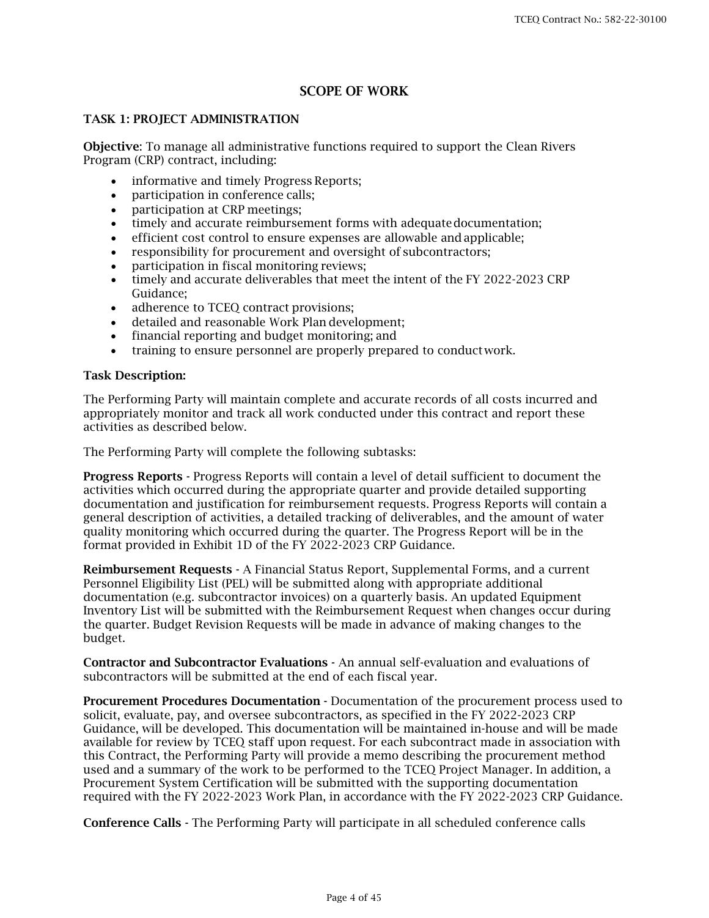# SCOPE OF WORK

## TASK 1: PROJECT ADMINISTRATION

**Objective**: To manage all administrative functions required to support the Clean Rivers Program (CRP) contract, including:

- informative and timely Progress Reports;
- participation in conference calls;
- participation at CRP meetings;
- timely and accurate reimbursement forms with adequate documentation;
- efficient cost control to ensure expenses are allowable and applicable;
- responsibility for procurement and oversight of subcontractors;
- participation in fiscal monitoring reviews;
- timely and accurate deliverables that meet the intent of the FY 2022-2023 CRP Guidance;
- adherence to TCEQ contract provisions;
- detailed and reasonable Work Plan development;
- financial reporting and budget monitoring; and
- training to ensure personnel are properly prepared to conduct work.

**Task Description:**

The Performing Party will maintain complete and accurate records of all costs incurred and appropriately monitor and track all work conducted under this contract and report these activities as described below.

The Performing Party will complete the following subtasks:

**Progress Reports** - Progress Reports will contain a level of detail sufficient to document the activities which occurred during the appropriate quarter and provide detailed supporting documentation and justification for reimbursement requests. Progress Reports will contain a general description of activities, a detailed tracking of deliverables, and the amount of water quality monitoring which occurred during the quarter. The Progress Report will be in the format provided in Exhibit 1D of the FY 2022-2023 CRP Guidance.

**Reimbursement Requests** - A Financial Status Report, Supplemental Forms, and a current Personnel Eligibility List (PEL) will be submitted along with appropriate additional documentation (e.g. subcontractor invoices) on a quarterly basis. An updated Equipment Inventory List will be submitted with the Reimbursement Request when changes occur during the quarter. Budget Revision Requests will be made in advance of making changes to the budget.

**Contractor and Subcontractor Evaluations** - An annual self-evaluation and evaluations of subcontractors will be submitted at the end of each fiscal year.

**Procurement Procedures Documentation** - Documentation of the procurement process used to solicit, evaluate, pay, and oversee subcontractors, as specified in the FY 2022-2023 CRP Guidance, will be developed. This documentation will be maintained in-house and will be made available for review by TCEQ staff upon request. For each subcontract made in association with this Contract, the Performing Party will provide a memo describing the procurement method used and a summary of the work to be performed to the TCEQ Project Manager. In addition, a Procurement System Certification will be submitted with the supporting documentation required with the FY 2022-2023 Work Plan, in accordance with the FY 2022-2023 CRP Guidance.

**Conference Calls** - The Performing Party will participate in all scheduled conference calls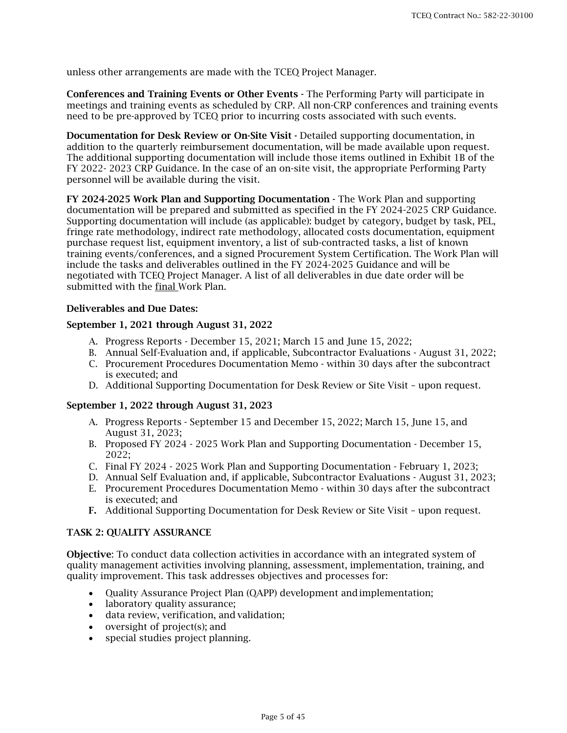unless other arrangements are made with the TCEQ Project Manager.

**Conferences and Training Events or Other Events** - The Performing Party will participate in meetings and training events as scheduled by CRP. All non-CRP conferences and training events need to be pre-approved by TCEQ prior to incurring costs associated with such events.

**Documentation for Desk Review or On-Site Visit** - Detailed supporting documentation, in addition to the quarterly reimbursement documentation, will be made available upon request. The additional supporting documentation will include those items outlined in Exhibit 1B of the FY 2022- 2023 CRP Guidance. In the case of an on-site visit, the appropriate Performing Party personnel will be available during the visit.

**FY 2024-2025 Work Plan and Supporting Documentation** - The Work Plan and supporting documentation will be prepared and submitted as specified in the FY 2024-2025 CRP Guidance. Supporting documentation will include (as applicable): budget by category, budget by task, PEL, fringe rate methodology, indirect rate methodology, allocated costs documentation, equipment purchase request list, equipment inventory, a list of sub-contracted tasks, a list of known training events/conferences, and a signed Procurement System Certification. The Work Plan will include the tasks and deliverables outlined in the FY 2024-2025 Guidance and will be negotiated with TCEQ Project Manager. A list of all deliverables in due date order will be submitted with the final Work Plan.

**Deliverables and Due Dates:**

**September 1, 2021 through August 31, 2022**

A. Progress Reports - December 15, 2021; March 15 and June 15, 2022;
B. Annual Self-Evaluation and, if applicable, Subcontractor Evaluations - August 31, 2022;
C. Procurement Procedures Documentation Memo - within 30 days after the subcontract is executed; and
D. Additional Supporting Documentation for Desk Review or Site Visit – upon request.

**September 1, 2022 through August 31, 2023**

A. Progress Reports - September 15 and December 15, 2022; March 15, June 15, and August 31, 2023;
B. Proposed FY 2024 - 2025 Work Plan and Supporting Documentation - December 15, 2022;
C. Final FY 2024 - 2025 Work Plan and Supporting Documentation - February 1, 2023;
D. Annual Self Evaluation and, if applicable, Subcontractor Evaluations - August 31, 2023;
E. Procurement Procedures Documentation Memo - within 30 days after the subcontract is executed; and
F. Additional Supporting Documentation for Desk Review or Site Visit – upon request.

### TASK 2: QUALITY ASSURANCE

**Objective**: To conduct data collection activities in accordance with an integrated system of quality management activities involving planning, assessment, implementation, training, and quality improvement. This task addresses objectives and processes for:

- Quality Assurance Project Plan (QAPP) development and implementation;
- laboratory quality assurance;
- data review, verification, and validation;
- oversight of project(s); and
- special studies project planning.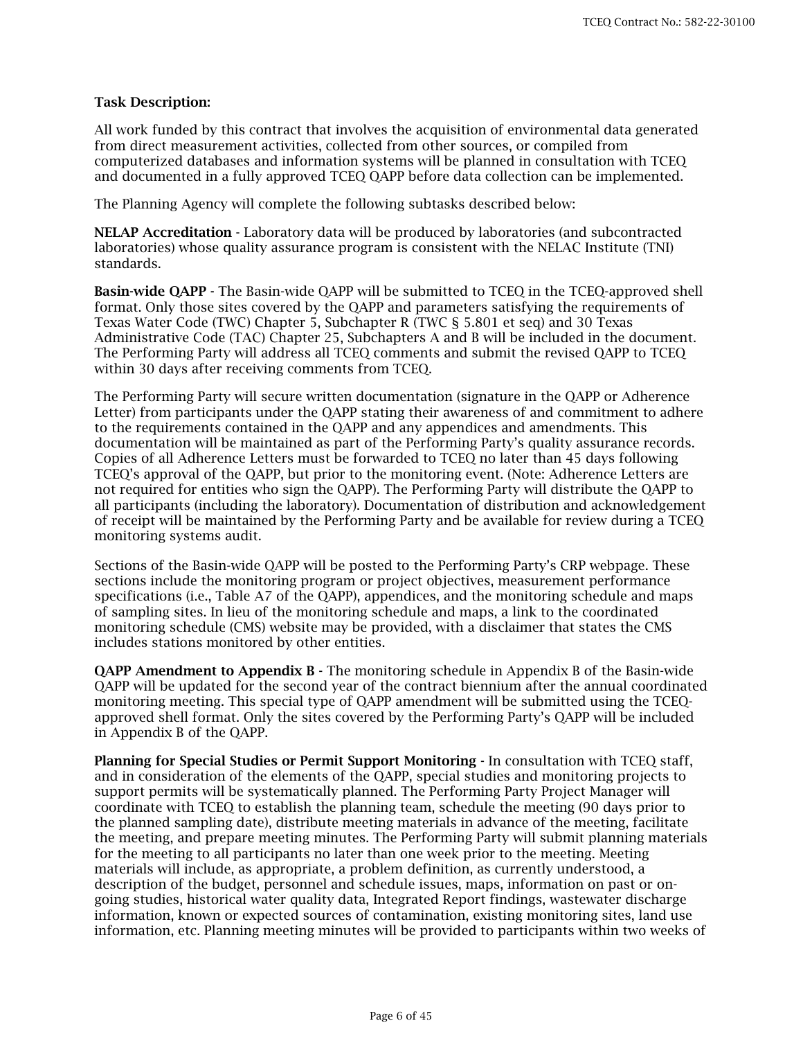**Task Description:**

All work funded by this contract that involves the acquisition of environmental data generated from direct measurement activities, collected from other sources, or compiled from computerized databases and information systems will be planned in consultation with TCEQ and documented in a fully approved TCEQ QAPP before data collection can be implemented.

The Planning Agency will complete the following subtasks described below:

**NELAP Accreditation** - Laboratory data will be produced by laboratories (and subcontracted laboratories) whose quality assurance program is consistent with the NELAC Institute (TNI) standards.

**Basin-wide QAPP** - The Basin-wide QAPP will be submitted to TCEQ in the TCEQ-approved shell format. Only those sites covered by the QAPP and parameters satisfying the requirements of Texas Water Code (TWC) Chapter 5, Subchapter R (TWC § 5.801 et seq) and 30 Texas Administrative Code (TAC) Chapter 25, Subchapters A and B will be included in the document. The Performing Party will address all TCEQ comments and submit the revised QAPP to TCEQ within 30 days after receiving comments from TCEQ.

The Performing Party will secure written documentation (signature in the QAPP or Adherence Letter) from participants under the QAPP stating their awareness of and commitment to adhere to the requirements contained in the QAPP and any appendices and amendments. This documentation will be maintained as part of the Performing Party's quality assurance records. Copies of all Adherence Letters must be forwarded to TCEQ no later than 45 days following TCEQ's approval of the QAPP, but prior to the monitoring event. (Note: Adherence Letters are not required for entities who sign the QAPP). The Performing Party will distribute the QAPP to all participants (including the laboratory). Documentation of distribution and acknowledgement of receipt will be maintained by the Performing Party and be available for review during a TCEQ monitoring systems audit.

Sections of the Basin-wide QAPP will be posted to the Performing Party's CRP webpage. These sections include the monitoring program or project objectives, measurement performance specifications (i.e., Table A7 of the QAPP), appendices, and the monitoring schedule and maps of sampling sites. In lieu of the monitoring schedule and maps, a link to the coordinated monitoring schedule (CMS) website may be provided, with a disclaimer that states the CMS includes stations monitored by other entities.

**QAPP Amendment to Appendix B** - The monitoring schedule in Appendix B of the Basin-wide QAPP will be updated for the second year of the contract biennium after the annual coordinated monitoring meeting. This special type of QAPP amendment will be submitted using the TCEQ-approved shell format. Only the sites covered by the Performing Party's QAPP will be included in Appendix B of the QAPP.

**Planning for Special Studies or Permit Support Monitoring** - In consultation with TCEQ staff, and in consideration of the elements of the QAPP, special studies and monitoring projects to support permits will be systematically planned. The Performing Party Project Manager will coordinate with TCEQ to establish the planning team, schedule the meeting (90 days prior to the planned sampling date), distribute meeting materials in advance of the meeting, facilitate the meeting, and prepare meeting minutes. The Performing Party will submit planning materials for the meeting to all participants no later than one week prior to the meeting. Meeting materials will include, as appropriate, a problem definition, as currently understood, a description of the budget, personnel and schedule issues, maps, information on past or on-going studies, historical water quality data, Integrated Report findings, wastewater discharge information, known or expected sources of contamination, existing monitoring sites, land use information, etc. Planning meeting minutes will be provided to participants within two weeks of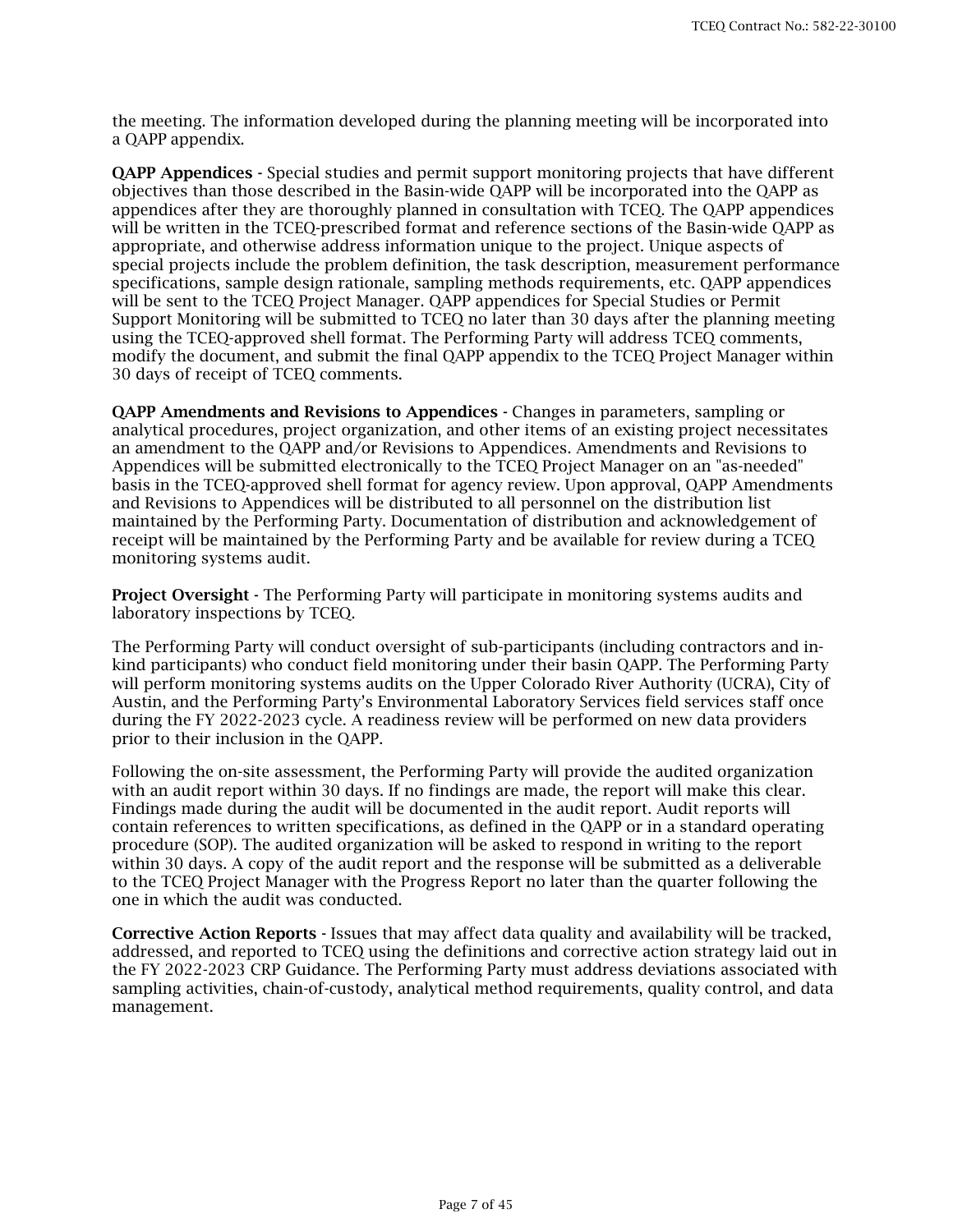the meeting. The information developed during the planning meeting will be incorporated into a QAPP appendix.

**QAPP Appendices** - Special studies and permit support monitoring projects that have different objectives than those described in the Basin-wide QAPP will be incorporated into the QAPP as appendices after they are thoroughly planned in consultation with TCEQ. The QAPP appendices will be written in the TCEQ-prescribed format and reference sections of the Basin-wide QAPP as appropriate, and otherwise address information unique to the project. Unique aspects of special projects include the problem definition, the task description, measurement performance specifications, sample design rationale, sampling methods requirements, etc. QAPP appendices will be sent to the TCEQ Project Manager. QAPP appendices for Special Studies or Permit Support Monitoring will be submitted to TCEQ no later than 30 days after the planning meeting using the TCEQ-approved shell format. The Performing Party will address TCEQ comments, modify the document, and submit the final QAPP appendix to the TCEQ Project Manager within 30 days of receipt of TCEQ comments.

**QAPP Amendments and Revisions to Appendices** - Changes in parameters, sampling or analytical procedures, project organization, and other items of an existing project necessitates an amendment to the QAPP and/or Revisions to Appendices. Amendments and Revisions to Appendices will be submitted electronically to the TCEQ Project Manager on an "as-needed" basis in the TCEQ-approved shell format for agency review. Upon approval, QAPP Amendments and Revisions to Appendices will be distributed to all personnel on the distribution list maintained by the Performing Party. Documentation of distribution and acknowledgement of receipt will be maintained by the Performing Party and be available for review during a TCEQ monitoring systems audit.

**Project Oversight** - The Performing Party will participate in monitoring systems audits and laboratory inspections by TCEQ.

The Performing Party will conduct oversight of sub-participants (including contractors and in-kind participants) who conduct field monitoring under their basin QAPP. The Performing Party will perform monitoring systems audits on the Upper Colorado River Authority (UCRA), City of Austin, and the Performing Party's Environmental Laboratory Services field services staff once during the FY 2022-2023 cycle. A readiness review will be performed on new data providers prior to their inclusion in the QAPP.

Following the on-site assessment, the Performing Party will provide the audited organization with an audit report within 30 days. If no findings are made, the report will make this clear. Findings made during the audit will be documented in the audit report. Audit reports will contain references to written specifications, as defined in the QAPP or in a standard operating procedure (SOP). The audited organization will be asked to respond in writing to the report within 30 days. A copy of the audit report and the response will be submitted as a deliverable to the TCEQ Project Manager with the Progress Report no later than the quarter following the one in which the audit was conducted.

**Corrective Action Reports** - Issues that may affect data quality and availability will be tracked, addressed, and reported to TCEQ using the definitions and corrective action strategy laid out in the FY 2022-2023 CRP Guidance. The Performing Party must address deviations associated with sampling activities, chain-of-custody, analytical method requirements, quality control, and data management.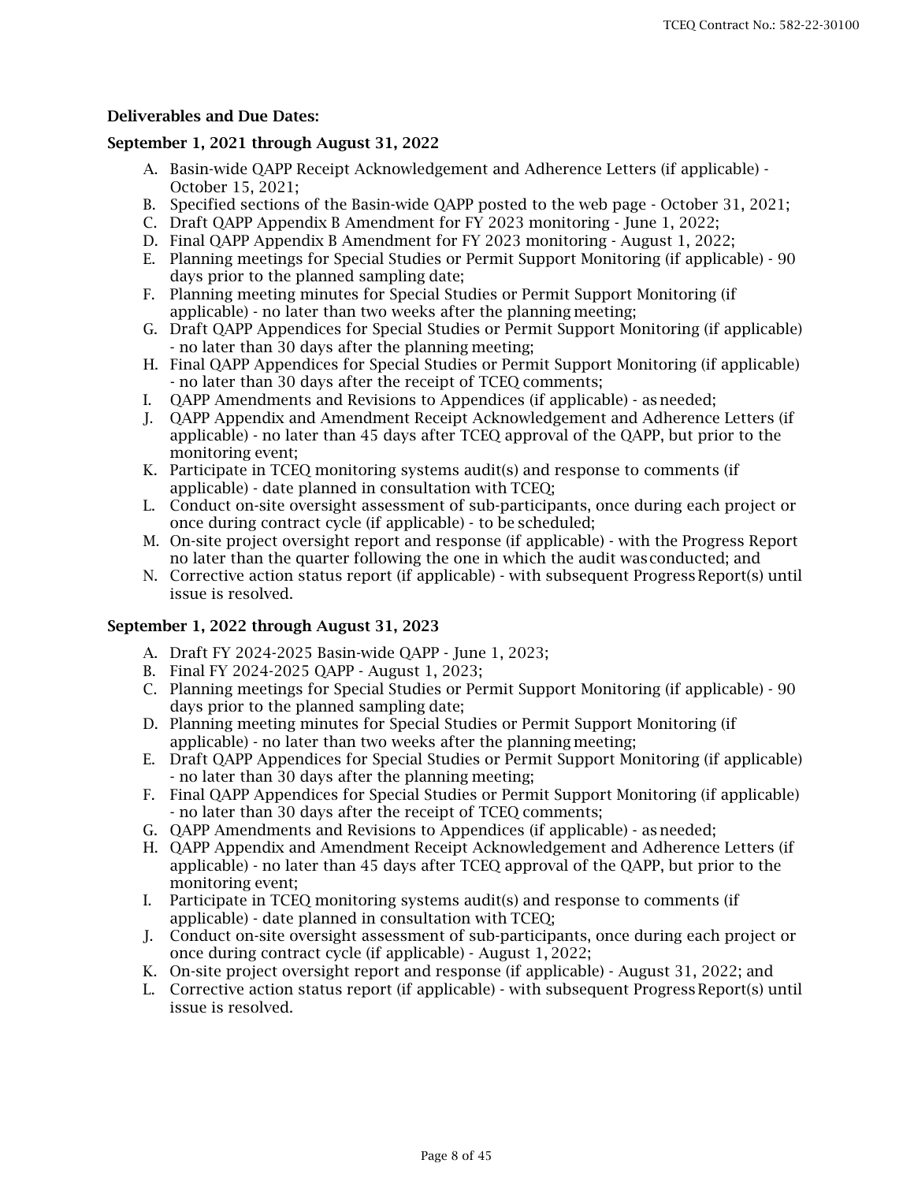**Deliverables and Due Dates:**

**September 1, 2021 through August 31, 2022**

A. Basin-wide QAPP Receipt Acknowledgement and Adherence Letters (if applicable) - October 15, 2021;
B. Specified sections of the Basin-wide QAPP posted to the web page - October 31, 2021;
C. Draft QAPP Appendix B Amendment for FY 2023 monitoring - June 1, 2022;
D. Final QAPP Appendix B Amendment for FY 2023 monitoring - August 1, 2022;
E. Planning meetings for Special Studies or Permit Support Monitoring (if applicable) - 90 days prior to the planned sampling date;
F. Planning meeting minutes for Special Studies or Permit Support Monitoring (if applicable) - no later than two weeks after the planning meeting;
G. Draft QAPP Appendices for Special Studies or Permit Support Monitoring (if applicable) - no later than 30 days after the planning meeting;
H. Final QAPP Appendices for Special Studies or Permit Support Monitoring (if applicable) - no later than 30 days after the receipt of TCEQ comments;
I. QAPP Amendments and Revisions to Appendices (if applicable) - as needed;
J. QAPP Appendix and Amendment Receipt Acknowledgement and Adherence Letters (if applicable) - no later than 45 days after TCEQ approval of the QAPP, but prior to the monitoring event;
K. Participate in TCEQ monitoring systems audit(s) and response to comments (if applicable) - date planned in consultation with TCEQ;
L. Conduct on-site oversight assessment of sub-participants, once during each project or once during contract cycle (if applicable) - to be scheduled;
M. On-site project oversight report and response (if applicable) - with the Progress Report no later than the quarter following the one in which the audit was conducted; and
N. Corrective action status report (if applicable) - with subsequent Progress Report(s) until issue is resolved.

**September 1, 2022 through August 31, 2023**

A. Draft FY 2024-2025 Basin-wide QAPP - June 1, 2023;
B. Final FY 2024-2025 QAPP - August 1, 2023;
C. Planning meetings for Special Studies or Permit Support Monitoring (if applicable) - 90 days prior to the planned sampling date;
D. Planning meeting minutes for Special Studies or Permit Support Monitoring (if applicable) - no later than two weeks after the planning meeting;
E. Draft QAPP Appendices for Special Studies or Permit Support Monitoring (if applicable) - no later than 30 days after the planning meeting;
F. Final QAPP Appendices for Special Studies or Permit Support Monitoring (if applicable) - no later than 30 days after the receipt of TCEQ comments;
G. QAPP Amendments and Revisions to Appendices (if applicable) - as needed;
H. QAPP Appendix and Amendment Receipt Acknowledgement and Adherence Letters (if applicable) - no later than 45 days after TCEQ approval of the QAPP, but prior to the monitoring event;
I. Participate in TCEQ monitoring systems audit(s) and response to comments (if applicable) - date planned in consultation with TCEQ;
J. Conduct on-site oversight assessment of sub-participants, once during each project or once during contract cycle (if applicable) - August 1, 2022;
K. On-site project oversight report and response (if applicable) - August 31, 2022; and
L. Corrective action status report (if applicable) - with subsequent Progress Report(s) until issue is resolved.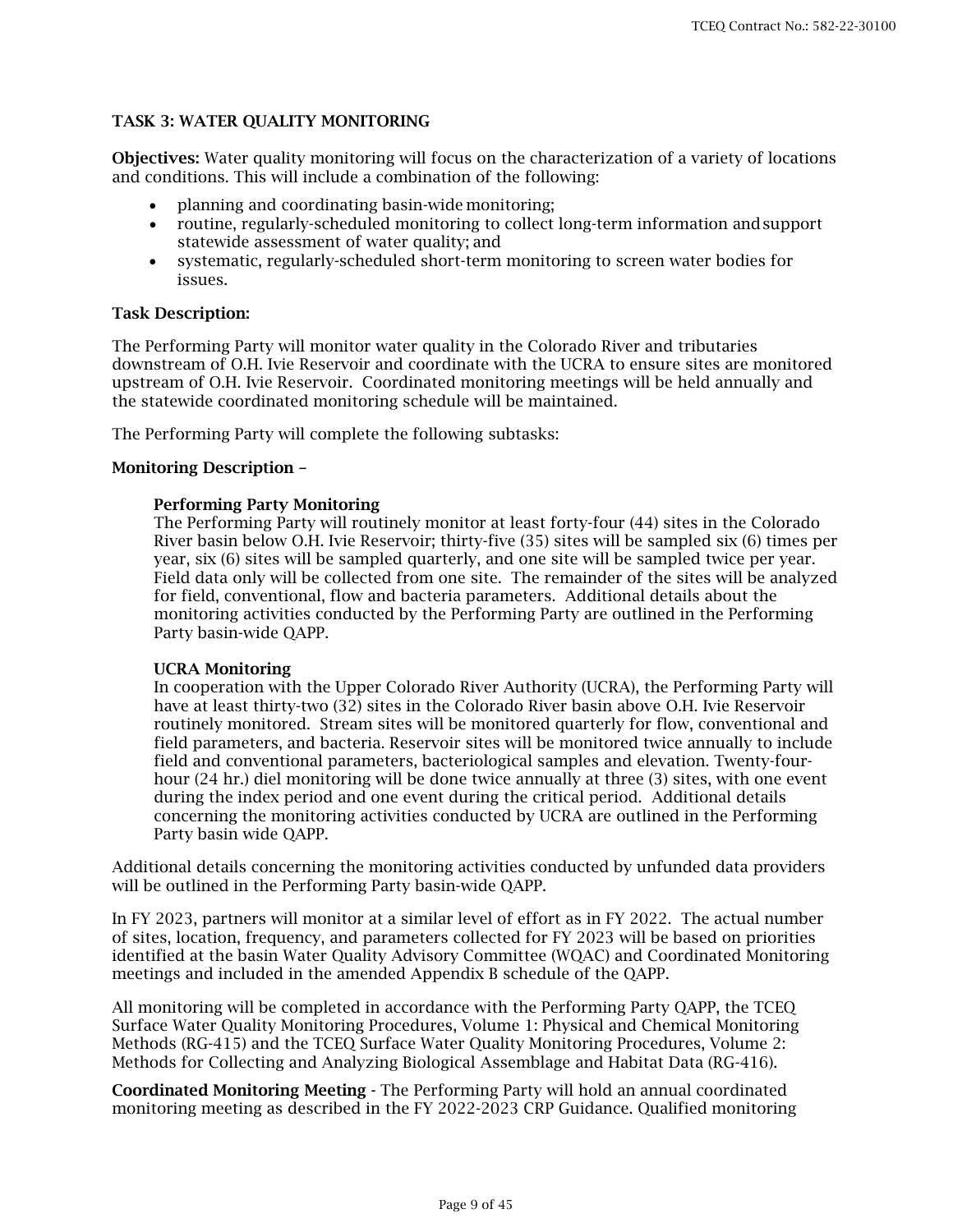## TASK 3: WATER QUALITY MONITORING

**Objectives:** Water quality monitoring will focus on the characterization of a variety of locations and conditions. This will include a combination of the following:

- planning and coordinating basin-wide monitoring;
- routine, regularly-scheduled monitoring to collect long-term information and support statewide assessment of water quality; and
- systematic, regularly-scheduled short-term monitoring to screen water bodies for issues.

**Task Description:**

The Performing Party will monitor water quality in the Colorado River and tributaries downstream of O.H. Ivie Reservoir and coordinate with the UCRA to ensure sites are monitored upstream of O.H. Ivie Reservoir. Coordinated monitoring meetings will be held annually and the statewide coordinated monitoring schedule will be maintained.

The Performing Party will complete the following subtasks:

**Monitoring Description –**

**Performing Party Monitoring**
The Performing Party will routinely monitor at least forty-four (44) sites in the Colorado River basin below O.H. Ivie Reservoir; thirty-five (35) sites will be sampled six (6) times per year, six (6) sites will be sampled quarterly, and one site will be sampled twice per year. Field data only will be collected from one site. The remainder of the sites will be analyzed for field, conventional, flow and bacteria parameters. Additional details about the monitoring activities conducted by the Performing Party are outlined in the Performing Party basin-wide QAPP.

**UCRA Monitoring**
In cooperation with the Upper Colorado River Authority (UCRA), the Performing Party will have at least thirty-two (32) sites in the Colorado River basin above O.H. Ivie Reservoir routinely monitored. Stream sites will be monitored quarterly for flow, conventional and field parameters, and bacteria. Reservoir sites will be monitored twice annually to include field and conventional parameters, bacteriological samples and elevation. Twenty-four-hour (24 hr.) diel monitoring will be done twice annually at three (3) sites, with one event during the index period and one event during the critical period. Additional details concerning the monitoring activities conducted by UCRA are outlined in the Performing Party basin wide QAPP.

Additional details concerning the monitoring activities conducted by unfunded data providers will be outlined in the Performing Party basin-wide QAPP.

In FY 2023, partners will monitor at a similar level of effort as in FY 2022. The actual number of sites, location, frequency, and parameters collected for FY 2023 will be based on priorities identified at the basin Water Quality Advisory Committee (WQAC) and Coordinated Monitoring meetings and included in the amended Appendix B schedule of the QAPP.

All monitoring will be completed in accordance with the Performing Party QAPP, the TCEQ Surface Water Quality Monitoring Procedures, Volume 1: Physical and Chemical Monitoring Methods (RG-415) and the TCEQ Surface Water Quality Monitoring Procedures, Volume 2: Methods for Collecting and Analyzing Biological Assemblage and Habitat Data (RG-416).

**Coordinated Monitoring Meeting** - The Performing Party will hold an annual coordinated monitoring meeting as described in the FY 2022-2023 CRP Guidance. Qualified monitoring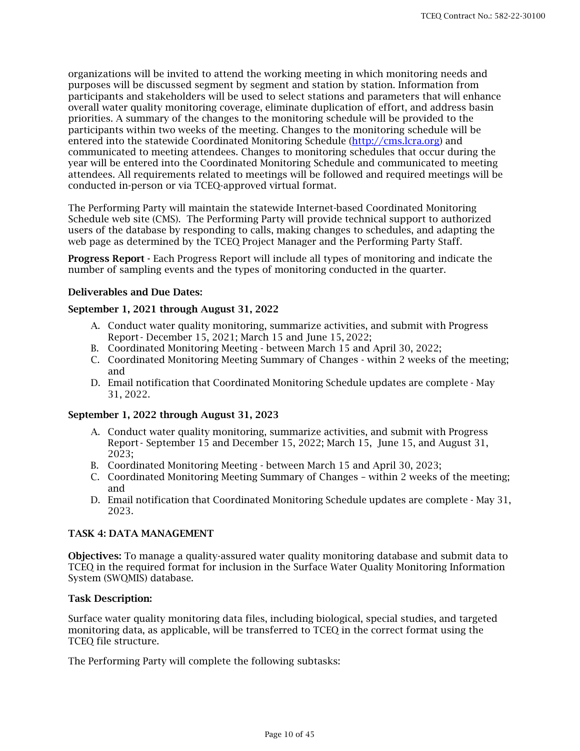organizations will be invited to attend the working meeting in which monitoring needs and purposes will be discussed segment by segment and station by station. Information from participants and stakeholders will be used to select stations and parameters that will enhance overall water quality monitoring coverage, eliminate duplication of effort, and address basin priorities. A summary of the changes to the monitoring schedule will be provided to the participants within two weeks of the meeting. Changes to the monitoring schedule will be entered into the statewide Coordinated Monitoring Schedule (http://cms.lcra.org) and communicated to meeting attendees. Changes to monitoring schedules that occur during the year will be entered into the Coordinated Monitoring Schedule and communicated to meeting attendees. All requirements related to meetings will be followed and required meetings will be conducted in-person or via TCEQ-approved virtual format.

The Performing Party will maintain the statewide Internet-based Coordinated Monitoring Schedule web site (CMS). The Performing Party will provide technical support to authorized users of the database by responding to calls, making changes to schedules, and adapting the web page as determined by the TCEQ Project Manager and the Performing Party Staff.

**Progress Report** - Each Progress Report will include all types of monitoring and indicate the number of sampling events and the types of monitoring conducted in the quarter.

**Deliverables and Due Dates:**

**September 1, 2021 through August 31, 2022**

A. Conduct water quality monitoring, summarize activities, and submit with Progress Report - December 15, 2021; March 15 and June 15, 2022;
B. Coordinated Monitoring Meeting - between March 15 and April 30, 2022;
C. Coordinated Monitoring Meeting Summary of Changes - within 2 weeks of the meeting; and
D. Email notification that Coordinated Monitoring Schedule updates are complete - May 31, 2022.

**September 1, 2022 through August 31, 2023**

A. Conduct water quality monitoring, summarize activities, and submit with Progress Report - September 15 and December 15, 2022; March 15, June 15, and August 31, 2023;
B. Coordinated Monitoring Meeting - between March 15 and April 30, 2023;
C. Coordinated Monitoring Meeting Summary of Changes – within 2 weeks of the meeting; and
D. Email notification that Coordinated Monitoring Schedule updates are complete - May 31, 2023.

**TASK 4: DATA MANAGEMENT**

**Objectives:** To manage a quality-assured water quality monitoring database and submit data to TCEQ in the required format for inclusion in the Surface Water Quality Monitoring Information System (SWQMIS) database.

**Task Description:**

Surface water quality monitoring data files, including biological, special studies, and targeted monitoring data, as applicable, will be transferred to TCEQ in the correct format using the TCEQ file structure.

The Performing Party will complete the following subtasks: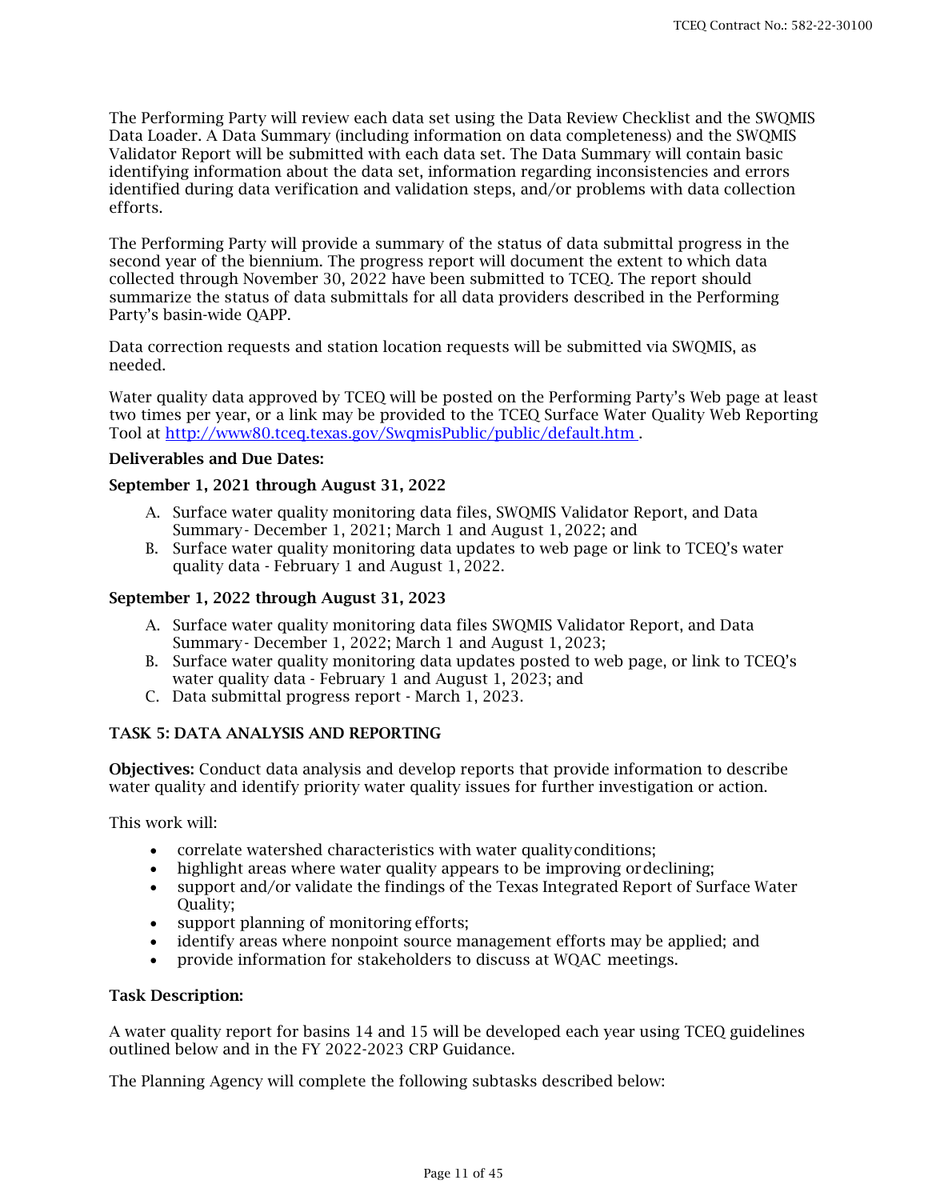The Performing Party will review each data set using the Data Review Checklist and the SWQMIS Data Loader. A Data Summary (including information on data completeness) and the SWQMIS Validator Report will be submitted with each data set. The Data Summary will contain basic identifying information about the data set, information regarding inconsistencies and errors identified during data verification and validation steps, and/or problems with data collection efforts.

The Performing Party will provide a summary of the status of data submittal progress in the second year of the biennium. The progress report will document the extent to which data collected through November 30, 2022 have been submitted to TCEQ. The report should summarize the status of data submittals for all data providers described in the Performing Party's basin-wide QAPP.

Data correction requests and station location requests will be submitted via SWQMIS, as needed.

Water quality data approved by TCEQ will be posted on the Performing Party's Web page at least two times per year, or a link may be provided to the TCEQ Surface Water Quality Web Reporting Tool at [http://www80.tceq.texas.gov/SwqmisPublic/public/default.htm](http://www80.tceq.texas.gov/SwqmisPublic/public/default.htm).

**Deliverables and Due Dates:**

**September 1, 2021 through August 31, 2022**

A. Surface water quality monitoring data files, SWQMIS Validator Report, and Data Summary - December 1, 2021; March 1 and August 1, 2022; and
B. Surface water quality monitoring data updates to web page or link to TCEQ's water quality data - February 1 and August 1, 2022.

**September 1, 2022 through August 31, 2023**

A. Surface water quality monitoring data files SWQMIS Validator Report, and Data Summary - December 1, 2022; March 1 and August 1, 2023;
B. Surface water quality monitoring data updates posted to web page, or link to TCEQ's water quality data - February 1 and August 1, 2023; and
C. Data submittal progress report - March 1, 2023.

## TASK 5: DATA ANALYSIS AND REPORTING

**Objectives:** Conduct data analysis and develop reports that provide information to describe water quality and identify priority water quality issues for further investigation or action.

This work will:

- correlate watershed characteristics with water quality conditions;
- highlight areas where water quality appears to be improving or declining;
- support and/or validate the findings of the Texas Integrated Report of Surface Water Quality;
- support planning of monitoring efforts;
- identify areas where nonpoint source management efforts may be applied; and
- provide information for stakeholders to discuss at WQAC meetings.

**Task Description:**

A water quality report for basins 14 and 15 will be developed each year using TCEQ guidelines outlined below and in the FY 2022-2023 CRP Guidance.

The Planning Agency will complete the following subtasks described below: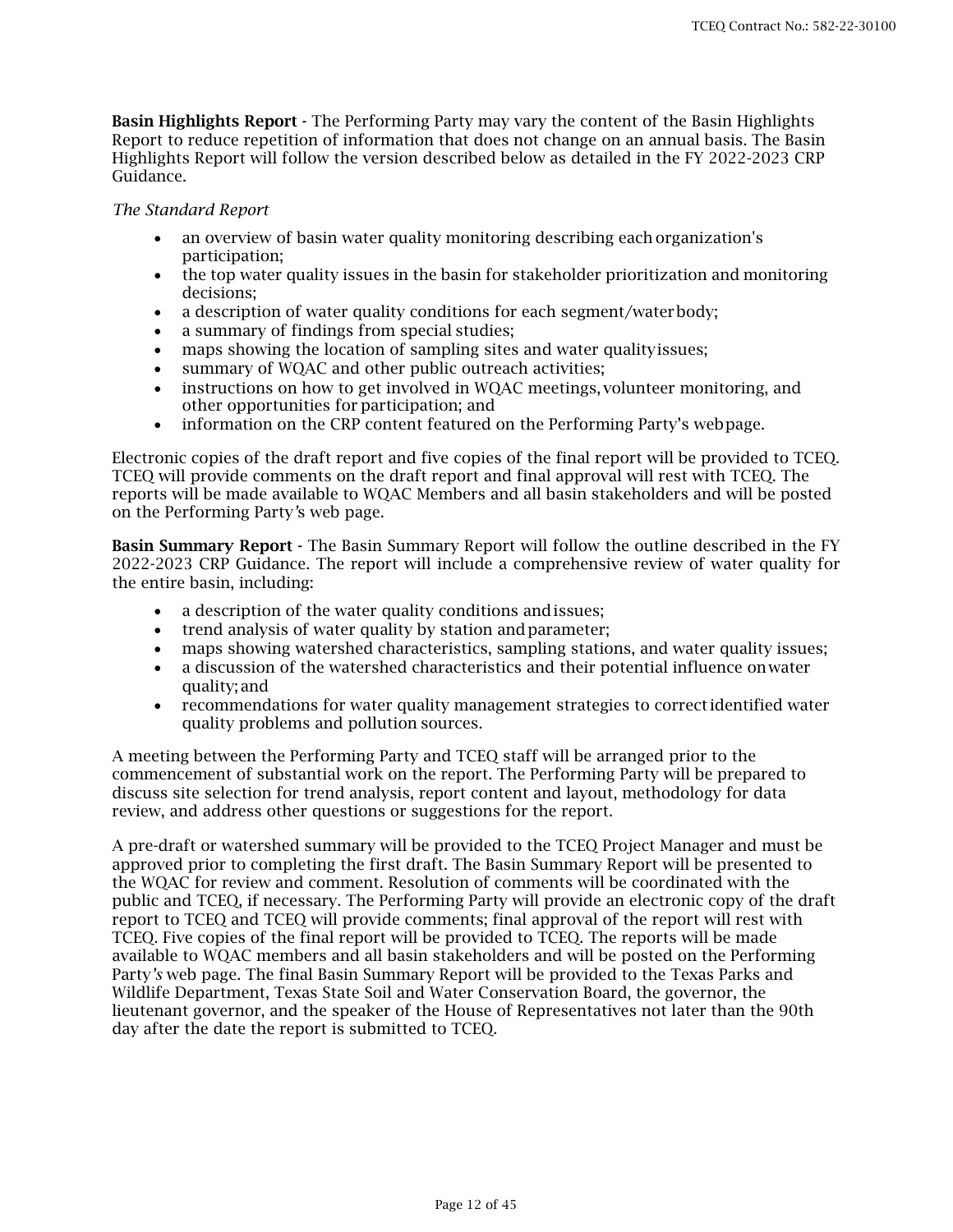**Basin Highlights Report** - The Performing Party may vary the content of the Basin Highlights Report to reduce repetition of information that does not change on an annual basis. The Basin Highlights Report will follow the version described below as detailed in the FY 2022-2023 CRP Guidance.

*The Standard Report*

- an overview of basin water quality monitoring describing each organization's participation;
- the top water quality issues in the basin for stakeholder prioritization and monitoring decisions;
- a description of water quality conditions for each segment/water body;
- a summary of findings from special studies;
- maps showing the location of sampling sites and water quality issues;
- summary of WQAC and other public outreach activities;
- instructions on how to get involved in WQAC meetings, volunteer monitoring, and other opportunities for participation; and
- information on the CRP content featured on the Performing Party's webpage.

Electronic copies of the draft report and five copies of the final report will be provided to TCEQ. TCEQ will provide comments on the draft report and final approval will rest with TCEQ. The reports will be made available to WQAC Members and all basin stakeholders and will be posted on the Performing Party's web page.

**Basin Summary Report** - The Basin Summary Report will follow the outline described in the FY 2022-2023 CRP Guidance. The report will include a comprehensive review of water quality for the entire basin, including:

- a description of the water quality conditions and issues;
- trend analysis of water quality by station and parameter;
- maps showing watershed characteristics, sampling stations, and water quality issues;
- a discussion of the watershed characteristics and their potential influence on water quality; and
- recommendations for water quality management strategies to correct identified water quality problems and pollution sources.

A meeting between the Performing Party and TCEQ staff will be arranged prior to the commencement of substantial work on the report. The Performing Party will be prepared to discuss site selection for trend analysis, report content and layout, methodology for data review, and address other questions or suggestions for the report.

A pre-draft or watershed summary will be provided to the TCEQ Project Manager and must be approved prior to completing the first draft. The Basin Summary Report will be presented to the WQAC for review and comment. Resolution of comments will be coordinated with the public and TCEQ, if necessary. The Performing Party will provide an electronic copy of the draft report to TCEQ and TCEQ will provide comments; final approval of the report will rest with TCEQ. Five copies of the final report will be provided to TCEQ. The reports will be made available to WQAC members and all basin stakeholders and will be posted on the Performing Party's web page. The final Basin Summary Report will be provided to the Texas Parks and Wildlife Department, Texas State Soil and Water Conservation Board, the governor, the lieutenant governor, and the speaker of the House of Representatives not later than the 90th day after the date the report is submitted to TCEQ.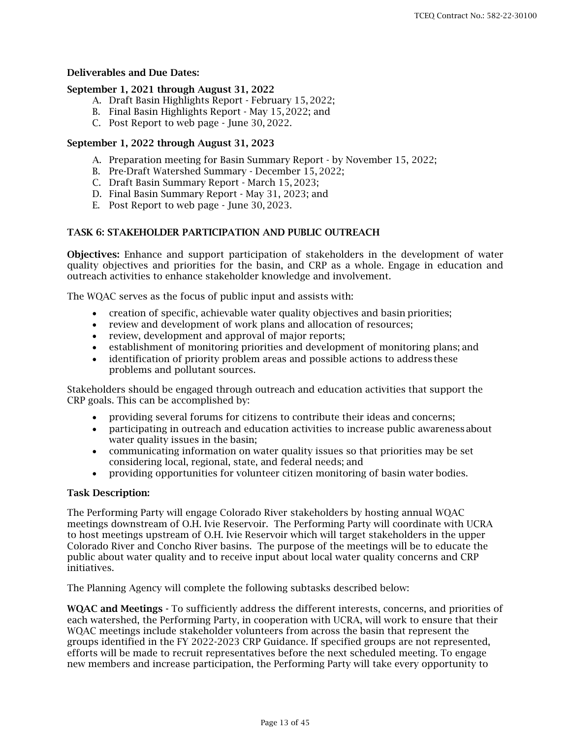**Deliverables and Due Dates:**

**September 1, 2021 through August 31, 2022**

A. Draft Basin Highlights Report - February 15, 2022;
B. Final Basin Highlights Report - May 15, 2022; and
C. Post Report to web page - June 30, 2022.

**September 1, 2022 through August 31, 2023**

A. Preparation meeting for Basin Summary Report - by November 15, 2022;
B. Pre-Draft Watershed Summary - December 15, 2022;
C. Draft Basin Summary Report - March 15, 2023;
D. Final Basin Summary Report - May 31, 2023; and
E. Post Report to web page - June 30, 2023.

## TASK 6: STAKEHOLDER PARTICIPATION AND PUBLIC OUTREACH

**Objectives:** Enhance and support participation of stakeholders in the development of water quality objectives and priorities for the basin, and CRP as a whole. Engage in education and outreach activities to enhance stakeholder knowledge and involvement.

The WQAC serves as the focus of public input and assists with:

- creation of specific, achievable water quality objectives and basin priorities;
- review and development of work plans and allocation of resources;
- review, development and approval of major reports;
- establishment of monitoring priorities and development of monitoring plans; and
- identification of priority problem areas and possible actions to address these problems and pollutant sources.

Stakeholders should be engaged through outreach and education activities that support the CRP goals. This can be accomplished by:

- providing several forums for citizens to contribute their ideas and concerns;
- participating in outreach and education activities to increase public awareness about water quality issues in the basin;
- communicating information on water quality issues so that priorities may be set considering local, regional, state, and federal needs; and
- providing opportunities for volunteer citizen monitoring of basin water bodies.

**Task Description:**

The Performing Party will engage Colorado River stakeholders by hosting annual WQAC meetings downstream of O.H. Ivie Reservoir. The Performing Party will coordinate with UCRA to host meetings upstream of O.H. Ivie Reservoir which will target stakeholders in the upper Colorado River and Concho River basins. The purpose of the meetings will be to educate the public about water quality and to receive input about local water quality concerns and CRP initiatives.

The Planning Agency will complete the following subtasks described below:

**WQAC and Meetings** - To sufficiently address the different interests, concerns, and priorities of each watershed, the Performing Party, in cooperation with UCRA, will work to ensure that their WQAC meetings include stakeholder volunteers from across the basin that represent the groups identified in the FY 2022-2023 CRP Guidance. If specified groups are not represented, efforts will be made to recruit representatives before the next scheduled meeting. To engage new members and increase participation, the Performing Party will take every opportunity to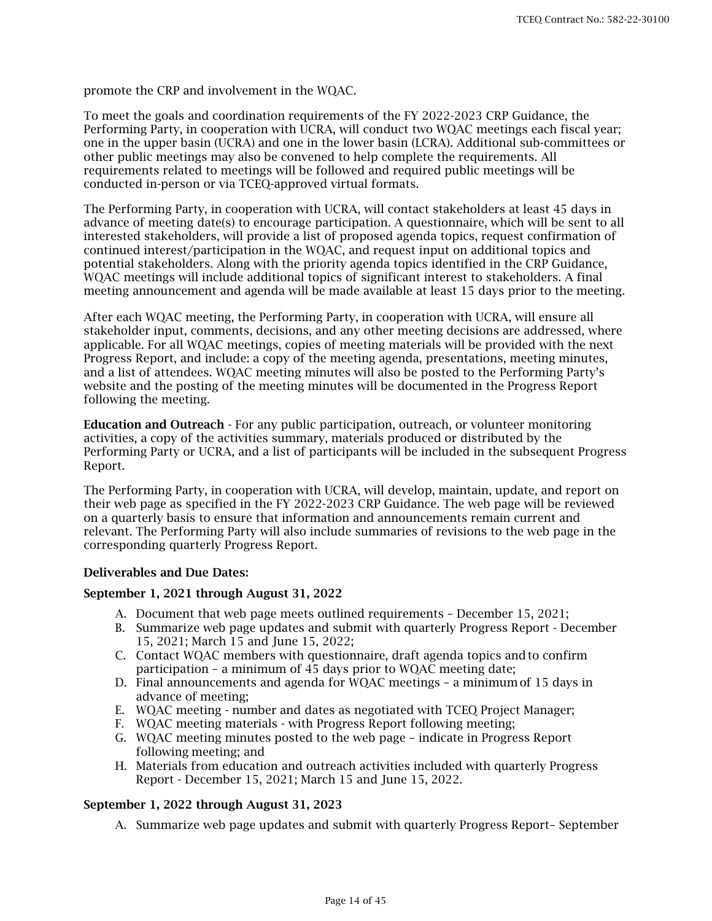promote the CRP and involvement in the WQAC.

To meet the goals and coordination requirements of the FY 2022-2023 CRP Guidance, the Performing Party, in cooperation with UCRA, will conduct two WQAC meetings each fiscal year; one in the upper basin (UCRA) and one in the lower basin (LCRA). Additional sub-committees or other public meetings may also be convened to help complete the requirements. All requirements related to meetings will be followed and required public meetings will be conducted in-person or via TCEQ-approved virtual formats.

The Performing Party, in cooperation with UCRA, will contact stakeholders at least 45 days in advance of meeting date(s) to encourage participation. A questionnaire, which will be sent to all interested stakeholders, will provide a list of proposed agenda topics, request confirmation of continued interest/participation in the WQAC, and request input on additional topics and potential stakeholders. Along with the priority agenda topics identified in the CRP Guidance, WQAC meetings will include additional topics of significant interest to stakeholders. A final meeting announcement and agenda will be made available at least 15 days prior to the meeting.

After each WQAC meeting, the Performing Party, in cooperation with UCRA, will ensure all stakeholder input, comments, decisions, and any other meeting decisions are addressed, where applicable. For all WQAC meetings, copies of meeting materials will be provided with the next Progress Report, and include: a copy of the meeting agenda, presentations, meeting minutes, and a list of attendees. WQAC meeting minutes will also be posted to the Performing Party's website and the posting of the meeting minutes will be documented in the Progress Report following the meeting.

**Education and Outreach** - For any public participation, outreach, or volunteer monitoring activities, a copy of the activities summary, materials produced or distributed by the Performing Party or UCRA, and a list of participants will be included in the subsequent Progress Report.

The Performing Party, in cooperation with UCRA, will develop, maintain, update, and report on their web page as specified in the FY 2022-2023 CRP Guidance. The web page will be reviewed on a quarterly basis to ensure that information and announcements remain current and relevant. The Performing Party will also include summaries of revisions to the web page in the corresponding quarterly Progress Report.

**Deliverables and Due Dates:**

**September 1, 2021 through August 31, 2022**

A. Document that web page meets outlined requirements – December 15, 2021;
B. Summarize web page updates and submit with quarterly Progress Report - December 15, 2021; March 15 and June 15, 2022;
C. Contact WQAC members with questionnaire, draft agenda topics and to confirm participation – a minimum of 45 days prior to WQAC meeting date;
D. Final announcements and agenda for WQAC meetings – a minimum of 15 days in advance of meeting;
E. WQAC meeting - number and dates as negotiated with TCEQ Project Manager;
F. WQAC meeting materials - with Progress Report following meeting;
G. WQAC meeting minutes posted to the web page – indicate in Progress Report following meeting; and
H. Materials from education and outreach activities included with quarterly Progress Report - December 15, 2021; March 15 and June 15, 2022.

**September 1, 2022 through August 31, 2023**

A. Summarize web page updates and submit with quarterly Progress Report– September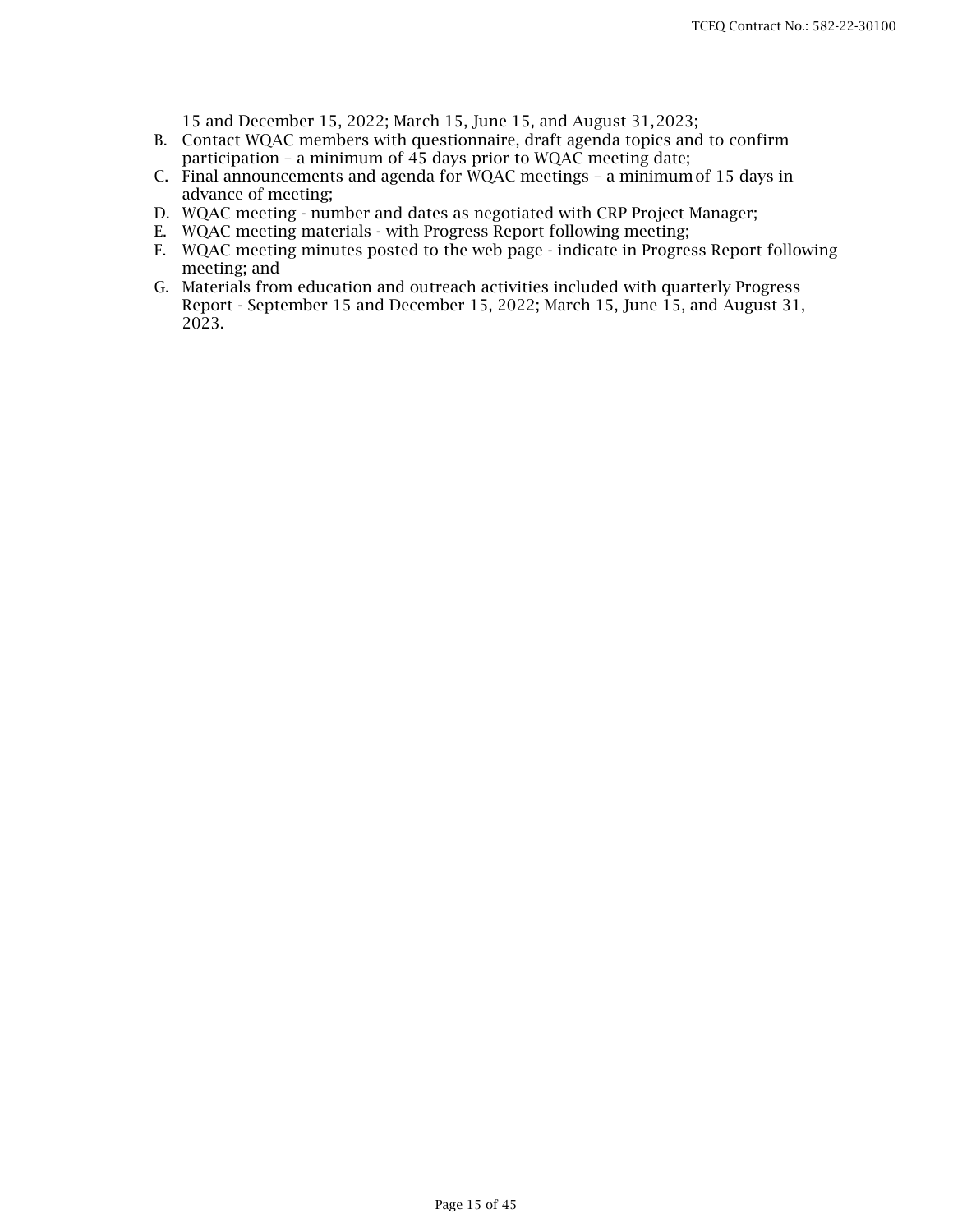15 and December 15, 2022; March 15, June 15, and August 31, 2023;

B. Contact WQAC members with questionnaire, draft agenda topics and to confirm participation – a minimum of 45 days prior to WQAC meeting date;
C. Final announcements and agenda for WQAC meetings – a minimum of 15 days in advance of meeting;
D. WQAC meeting - number and dates as negotiated with CRP Project Manager;
E. WQAC meeting materials - with Progress Report following meeting;
F. WQAC meeting minutes posted to the web page - indicate in Progress Report following meeting; and
G. Materials from education and outreach activities included with quarterly Progress Report - September 15 and December 15, 2022; March 15, June 15, and August 31, 2023.